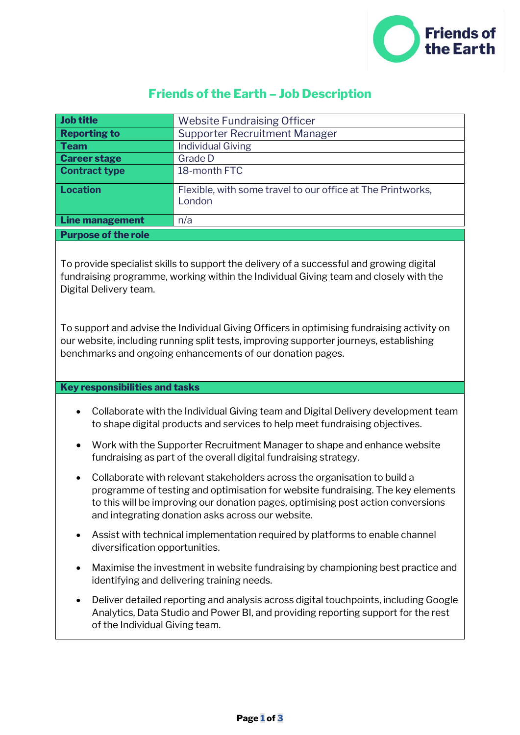# Friends of the Earth – Job Description

| Job title | Website Fundraising Officer |
|---|---|
| Reporting to | Supporter Recruitment Manager |
| Team | Individual Giving |
| Career stage | Grade D |
| Contract type | 18-month FTC |
| Location | Flexible, with some travel to our office at The Printworks, London |
| Line management | n/a |

## Purpose of the role

To provide specialist skills to support the delivery of a successful and growing digital fundraising programme, working within the Individual Giving team and closely with the Digital Delivery team.

To support and advise the Individual Giving Officers in optimising fundraising activity on our website, including running split tests, improving supporter journeys, establishing benchmarks and ongoing enhancements of our donation pages.

## Key responsibilities and tasks

- Collaborate with the Individual Giving team and Digital Delivery development team to shape digital products and services to help meet fundraising objectives.
- Work with the Supporter Recruitment Manager to shape and enhance website fundraising as part of the overall digital fundraising strategy.
- Collaborate with relevant stakeholders across the organisation to build a programme of testing and optimisation for website fundraising. The key elements to this will be improving our donation pages, optimising post action conversions and integrating donation asks across our website.
- Assist with technical implementation required by platforms to enable channel diversification opportunities.
- Maximise the investment in website fundraising by championing best practice and identifying and delivering training needs.
- Deliver detailed reporting and analysis across digital touchpoints, including Google Analytics, Data Studio and Power BI, and providing reporting support for the rest of the Individual Giving team.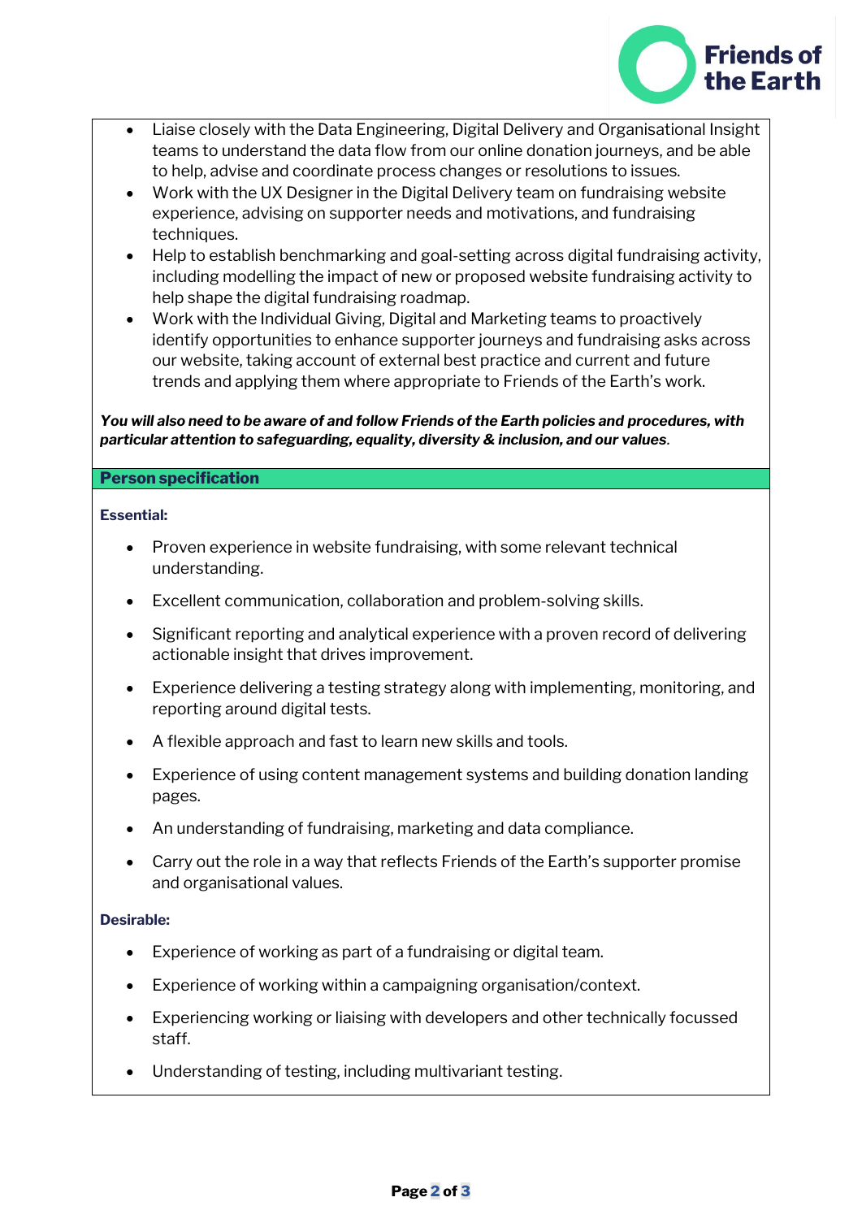- Liaise closely with the Data Engineering, Digital Delivery and Organisational Insight teams to understand the data flow from our online donation journeys, and be able to help, advise and coordinate process changes or resolutions to issues.
- Work with the UX Designer in the Digital Delivery team on fundraising website experience, advising on supporter needs and motivations, and fundraising techniques.
- Help to establish benchmarking and goal-setting across digital fundraising activity, including modelling the impact of new or proposed website fundraising activity to help shape the digital fundraising roadmap.
- Work with the Individual Giving, Digital and Marketing teams to proactively identify opportunities to enhance supporter journeys and fundraising asks across our website, taking account of external best practice and current and future trends and applying them where appropriate to Friends of the Earth's work.

***You will also need to be aware of and follow Friends of the Earth policies and procedures, with particular attention to safeguarding, equality, diversity & inclusion, and our values***.

## Person specification

**Essential:**

- Proven experience in website fundraising, with some relevant technical understanding.
- Excellent communication, collaboration and problem-solving skills.
- Significant reporting and analytical experience with a proven record of delivering actionable insight that drives improvement.
- Experience delivering a testing strategy along with implementing, monitoring, and reporting around digital tests.
- A flexible approach and fast to learn new skills and tools.
- Experience of using content management systems and building donation landing pages.
- An understanding of fundraising, marketing and data compliance.
- Carry out the role in a way that reflects Friends of the Earth's supporter promise and organisational values.

**Desirable:**

- Experience of working as part of a fundraising or digital team.
- Experience of working within a campaigning organisation/context.
- Experiencing working or liaising with developers and other technically focussed staff.
- Understanding of testing, including multivariant testing.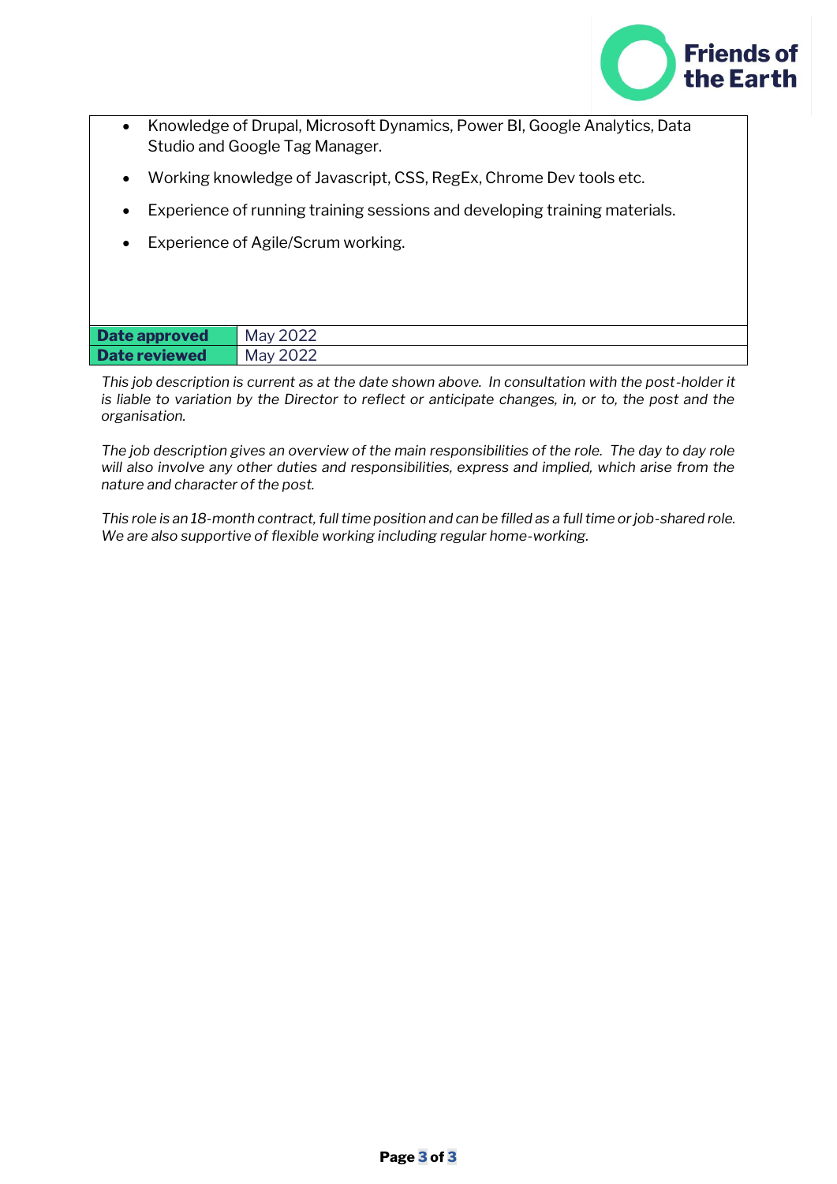- Knowledge of Drupal, Microsoft Dynamics, Power BI, Google Analytics, Data Studio and Google Tag Manager.
- Working knowledge of Javascript, CSS, RegEx, Chrome Dev tools etc.
- Experience of running training sessions and developing training materials.
- Experience of Agile/Scrum working.

| | |
|---|---|
| **Date approved** | May 2022 |
| **Date reviewed** | May 2022 |

*This job description is current as at the date shown above. In consultation with the post-holder it is liable to variation by the Director to reflect or anticipate changes, in, or to, the post and the organisation.*

*The job description gives an overview of the main responsibilities of the role. The day to day role will also involve any other duties and responsibilities, express and implied, which arise from the nature and character of the post.*

*This role is an 18-month contract, full time position and can be filled as a full time or job-shared role. We are also supportive of flexible working including regular home-working.*